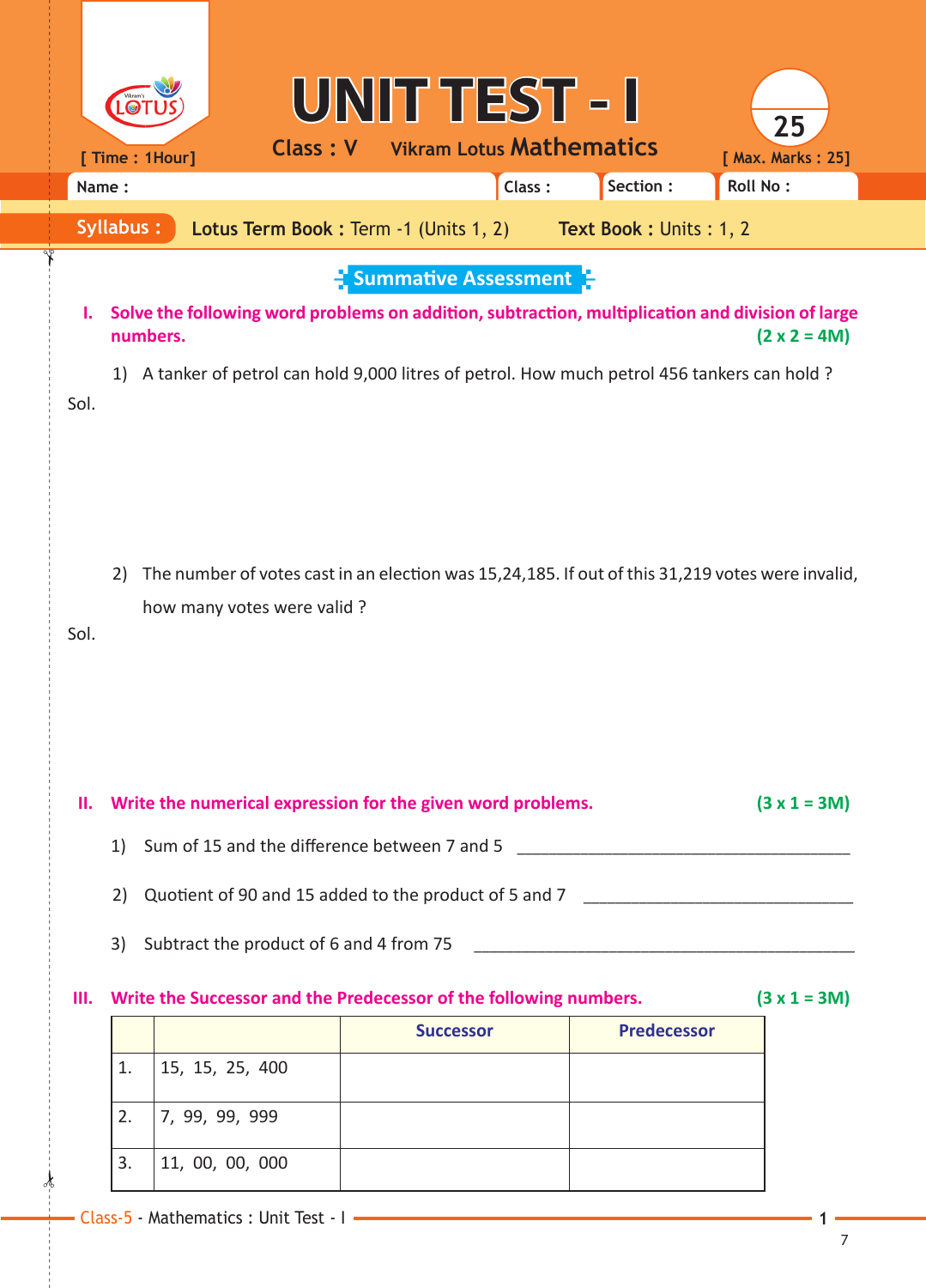# UNIT TEST - I

**Class : V** Vikram Lotus **Mathematics**

[ Time : 1Hour] [ Max. Marks : 25]

| Name : | Class : | Section : | Roll No : |
|---|---|---|---|

**Syllabus :** **Lotus Term Book :** Term -1 (Units 1, 2) **Text Book :** Units : 1, 2

## Summative Assessment

**I. Solve the following word problems on addition, subtraction, multiplication and division of large numbers.** **(2 x 2 = 4M)**

1) A tanker of petrol can hold 9,000 litres of petrol. How much petrol 456 tankers can hold ?

Sol.

2) The number of votes cast in an election was 15,24,185. If out of this 31,219 votes were invalid, how many votes were valid ?

Sol.

**II. Write the numerical expression for the given word problems.** **(3 x 1 = 3M)**

1) Sum of 15 and the difference between 7 and 5 ____________________

2) Quotient of 90 and 15 added to the product of 5 and 7 ____________________

3) Subtract the product of 6 and 4 from 75 ____________________

**III. Write the Successor and the Predecessor of the following numbers.** **(3 x 1 = 3M)**

| | | Successor | Predecessor |
|---|---|---|---|
| 1. | 15, 15, 25, 400 | | |
| 2. | 7, 99, 99, 999 | | |
| 3. | 11, 00, 00, 000 | | |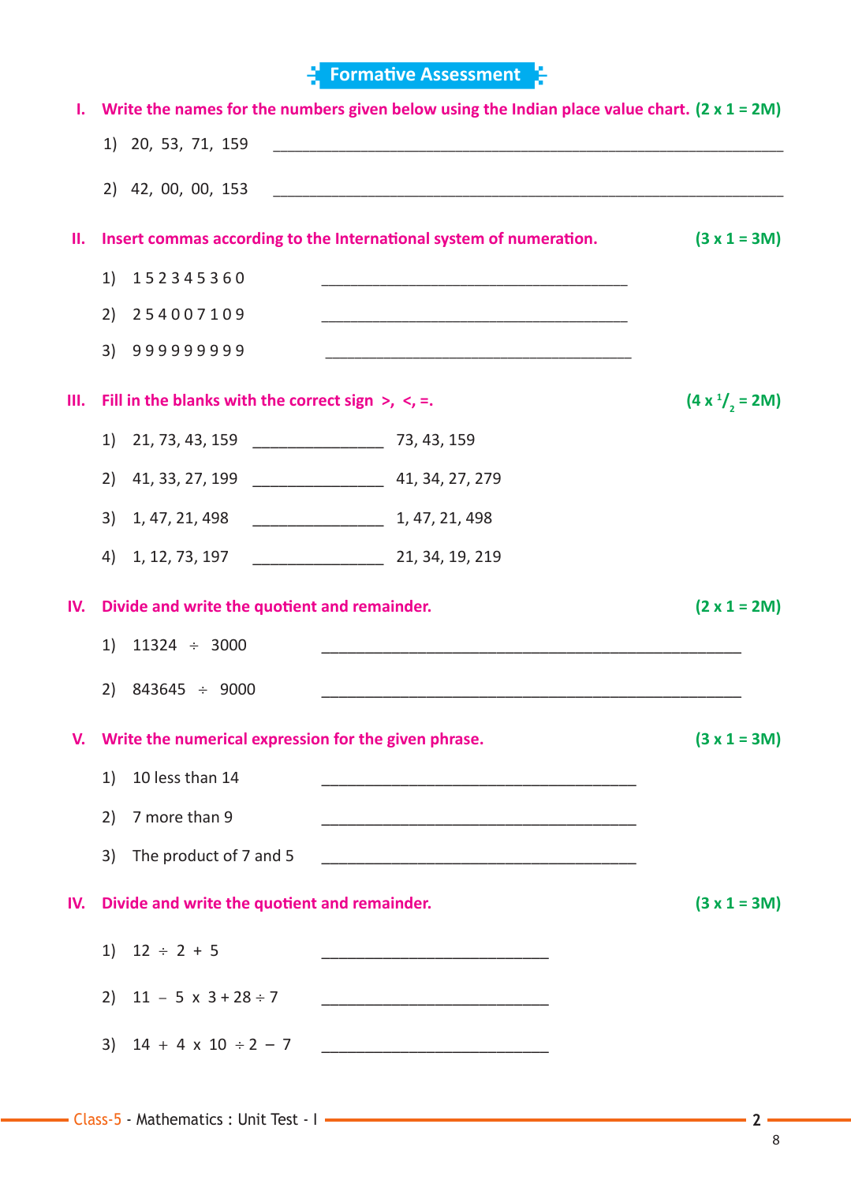## Formative Assessment

**I. Write the names for the numbers given below using the Indian place value chart.** **(2 x 1 = 2M)**

1) 20, 53, 71, 159 ________________________________________________

2) 42, 00, 00, 153 ________________________________________________

**II. Insert commas according to the International system of numeration.** **(3 x 1 = 3M)**

1) 1 5 2 3 4 5 3 6 0 ______________________________

2) 2 5 4 0 0 7 1 0 9 ______________________________

3) 9 9 9 9 9 9 9 9 9 ______________________________

**III. Fill in the blanks with the correct sign >, <, =.** **($4 \times \frac{1}{2} = 2M$)**

1) 21, 73, 43, 159 ____________ 73, 43, 159

2) 41, 33, 27, 199 ____________ 41, 34, 27, 279

3) 1, 47, 21, 498 ____________ 1, 47, 21, 498

4) 1, 12, 73, 197 ____________ 21, 34, 19, 219

**IV. Divide and write the quotient and remainder.** **(2 x 1 = 2M)**

1) 11324 ÷ 3000 ________________________________________

2) 843645 ÷ 9000 ________________________________________

**V. Write the numerical expression for the given phrase.** **(3 x 1 = 3M)**

1) 10 less than 14 ______________________________

2) 7 more than 9 ______________________________

3) The product of 7 and 5 ______________________________

**IV. Divide and write the quotient and remainder.** **(3 x 1 = 3M)**

1) 12 ÷ 2 + 5 ______________________

2) 11 – 5 x 3 + 28 ÷ 7 ______________________

3) 14 + 4 x 10 ÷ 2 – 7 ______________________